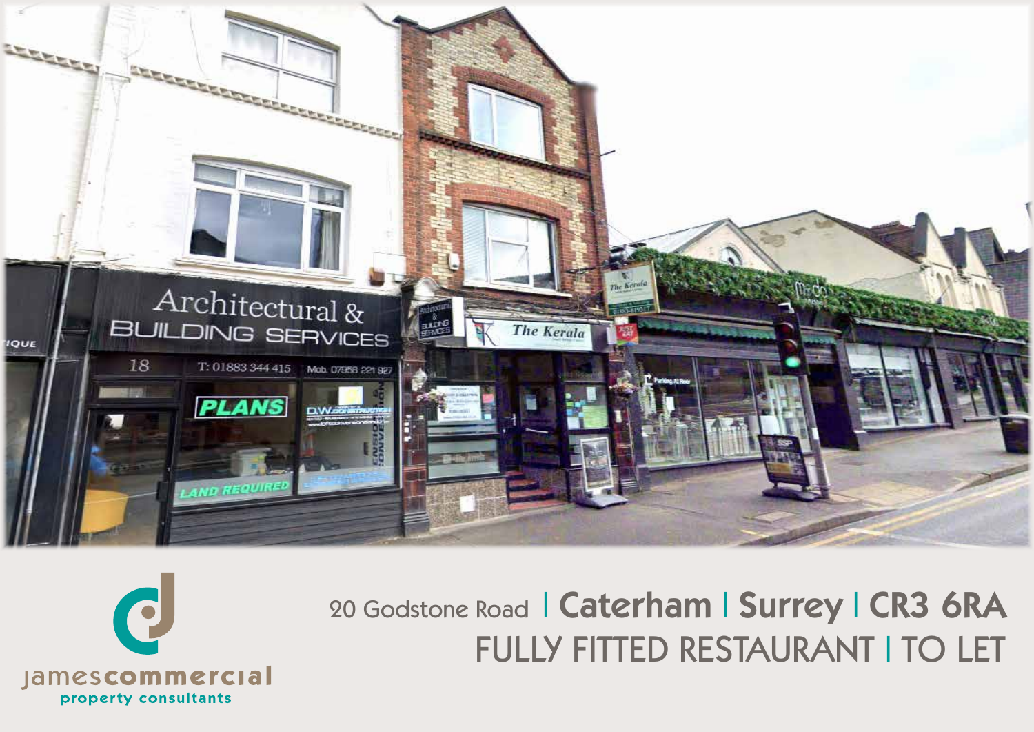jamescommercial property consultants

# 20 Godstone Road | Caterham | Surrey | CR3 6RA

## FULLY FITTED RESTAURANT | TO LET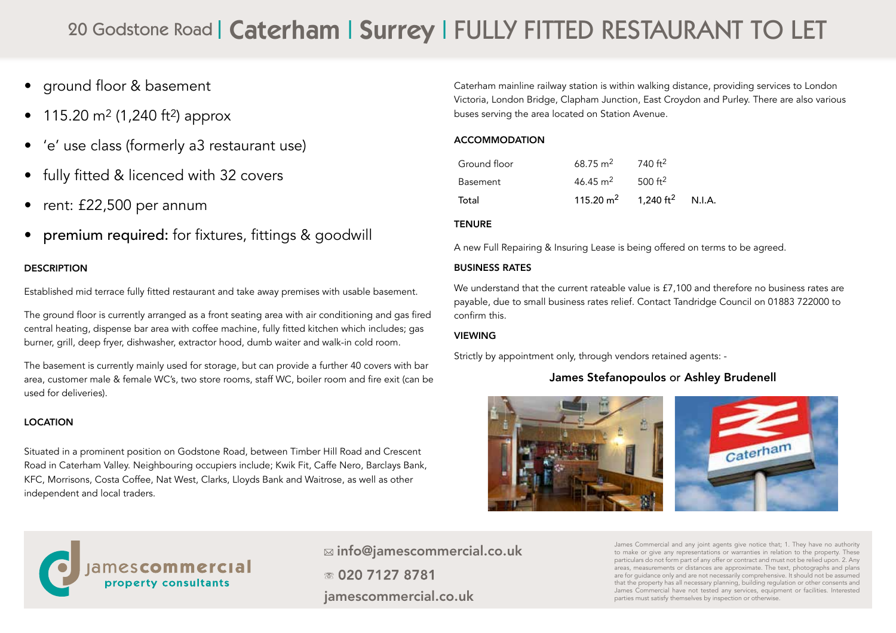# 20 Godstone Road | Caterham | Surrey | FULLY FITTED RESTAURANT TO LET

- ground floor & basement
- 115.20 $m^2$ (1,240 $ft^2$) approx
- 'e' use class (formerly a3 restaurant use)
- fully fitted & licenced with 32 covers
- rent: £22,500 per annum
- **premium required:** for fixtures, fittings & goodwill

## DESCRIPTION

Established mid terrace fully fitted restaurant and take away premises with usable basement.

The ground floor is currently arranged as a front seating area with air conditioning and gas fired central heating, dispense bar area with coffee machine, fully fitted kitchen which includes; gas burner, grill, deep fryer, dishwasher, extractor hood, dumb waiter and walk-in cold room.

The basement is currently mainly used for storage, but can provide a further 40 covers with bar area, customer male & female WC's, two store rooms, staff WC, boiler room and fire exit (can be used for deliveries).

## LOCATION

Situated in a prominent position on Godstone Road, between Timber Hill Road and Crescent Road in Caterham Valley. Neighbouring occupiers include; Kwik Fit, Caffe Nero, Barclays Bank, KFC, Morrisons, Costa Coffee, Nat West, Clarks, Lloyds Bank and Waitrose, as well as other independent and local traders.

Caterham mainline railway station is within walking distance, providing services to London Victoria, London Bridge, Clapham Junction, East Croydon and Purley. There are also various buses serving the area located on Station Avenue.

## ACCOMMODATION

| | | | |
|---|---|---|---|
| Ground floor | 68.75 $m^2$ | 740 $ft^2$ | |
| Basement | 46.45 $m^2$ | 500 $ft^2$ | |
| Total | 115.20 $m^2$ | 1,240 $ft^2$ | N.I.A. |

## TENURE

A new Full Repairing & Insuring Lease is being offered on terms to be agreed.

## BUSINESS RATES

We understand that the current rateable value is £7,100 and therefore no business rates are payable, due to small business rates relief. Contact Tandridge Council on 01883 722000 to confirm this.

## VIEWING

Strictly by appointment only, through vendors retained agents: -

**James Stefanopoulos** or **Ashley Brudenell**

jamescommercial property consultants

info@jamescommercial.co.uk

020 7127 8781

jamescommercial.co.uk

James Commercial and any joint agents give notice that; 1. They have no authority to make or give any representations or warranties in relation to the property. These particulars do not form part of any offer or contract and must not be relied upon. 2. Any areas, measurements or distances are approximate. The text, photographs and plans are for guidance only and are not necessarily comprehensive. It should not be assumed that the property has all necessary planning, building regulation or other consents and James Commercial have not tested any services, equipment or facilities. Interested parties must satisfy themselves by inspection or otherwise.